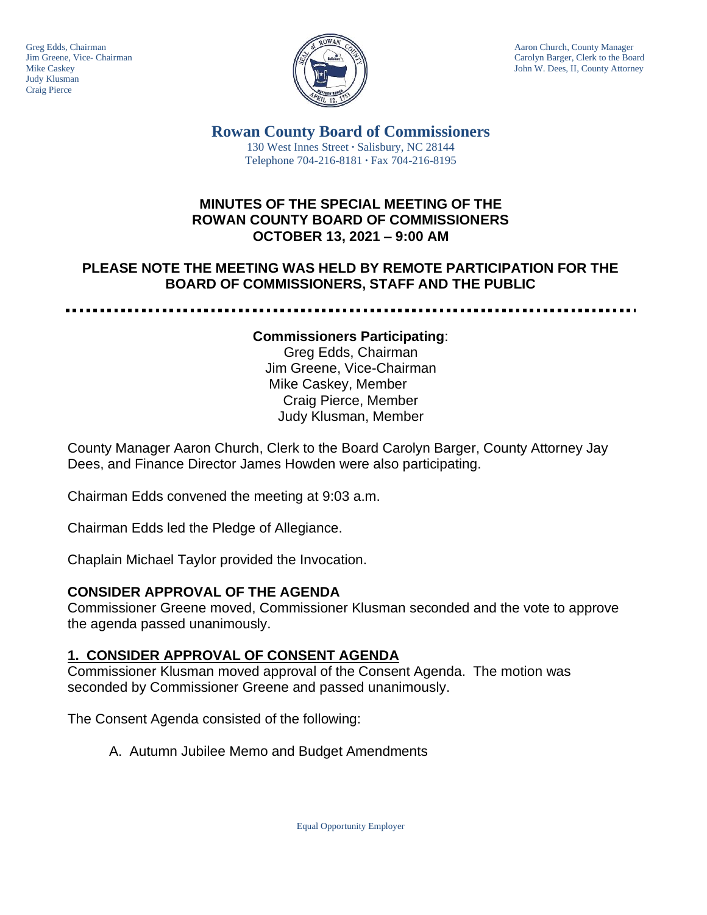Greg Edds, Chairman
Jim Greene, Vice- Chairman
Mike Caskey
Judy Klusman
Craig Pierce

Aaron Church, County Manager
Carolyn Barger, Clerk to the Board
John W. Dees, II, County Attorney

# Rowan County Board of Commissioners

130 West Innes Street · Salisbury, NC 28144
Telephone 704-216-8181 · Fax 704-216-8195

## MINUTES OF THE SPECIAL MEETING OF THE ROWAN COUNTY BOARD OF COMMISSIONERS OCTOBER 13, 2021 – 9:00 AM

### PLEASE NOTE THE MEETING WAS HELD BY REMOTE PARTICIPATION FOR THE BOARD OF COMMISSIONERS, STAFF AND THE PUBLIC

---

**Commissioners Participating**:
Greg Edds, Chairman
Jim Greene, Vice-Chairman
Mike Caskey, Member
Craig Pierce, Member
Judy Klusman, Member

County Manager Aaron Church, Clerk to the Board Carolyn Barger, County Attorney Jay Dees, and Finance Director James Howden were also participating.

Chairman Edds convened the meeting at 9:03 a.m.

Chairman Edds led the Pledge of Allegiance.

Chaplain Michael Taylor provided the Invocation.

### CONSIDER APPROVAL OF THE AGENDA

Commissioner Greene moved, Commissioner Klusman seconded and the vote to approve the agenda passed unanimously.

### 1. CONSIDER APPROVAL OF CONSENT AGENDA

Commissioner Klusman moved approval of the Consent Agenda. The motion was seconded by Commissioner Greene and passed unanimously.

The Consent Agenda consisted of the following:

A. Autumn Jubilee Memo and Budget Amendments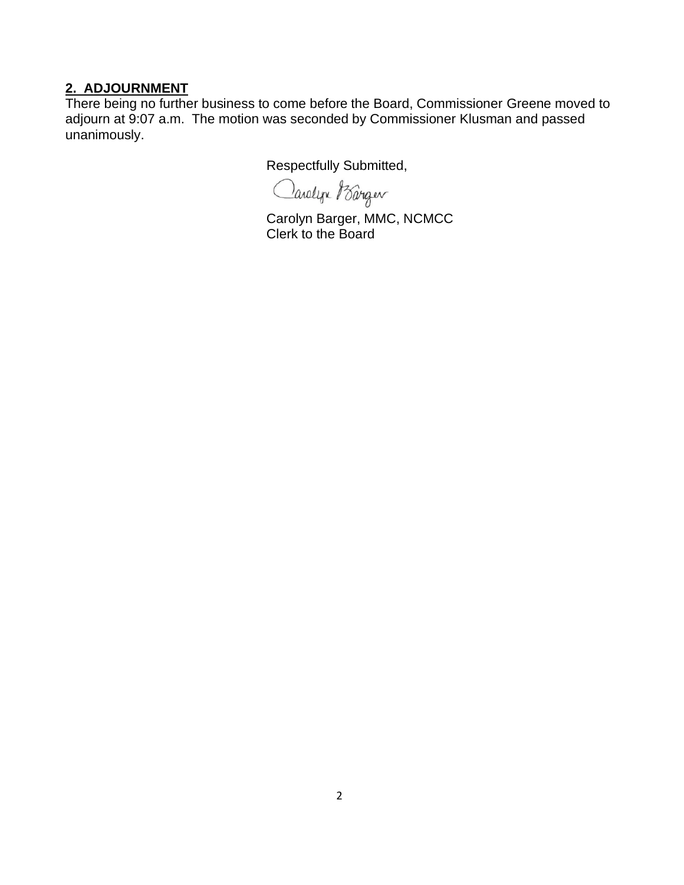**2. ADJOURNMENT**

There being no further business to come before the Board, Commissioner Greene moved to adjourn at 9:07 a.m. The motion was seconded by Commissioner Klusman and passed unanimously.

Respectfully Submitted,

Carolyn Barger

Carolyn Barger, MMC, NCMCC
Clerk to the Board